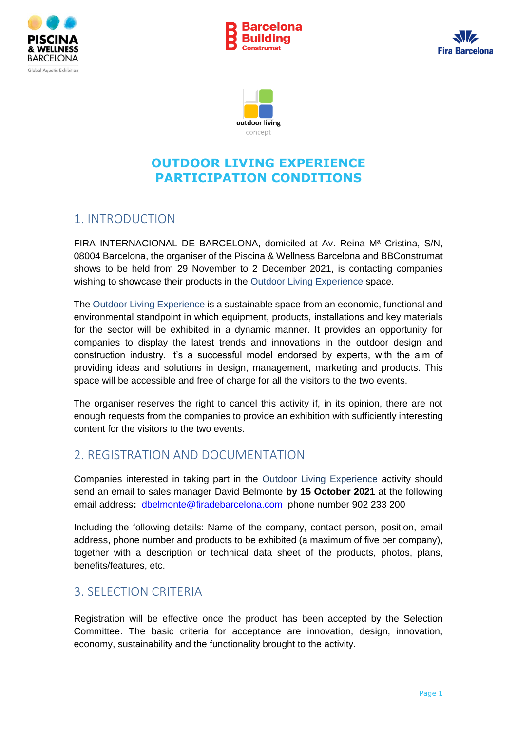# OUTDOOR LIVING EXPERIENCE PARTICIPATION CONDITIONS

## 1. INTRODUCTION

FIRA INTERNACIONAL DE BARCELONA, domiciled at Av. Reina Mª Cristina, S/N, 08004 Barcelona, the organiser of the Piscina & Wellness Barcelona and BBConstrumat shows to be held from 29 November to 2 December 2021, is contacting companies wishing to showcase their products in the Outdoor Living Experience space.

The Outdoor Living Experience is a sustainable space from an economic, functional and environmental standpoint in which equipment, products, installations and key materials for the sector will be exhibited in a dynamic manner. It provides an opportunity for companies to display the latest trends and innovations in the outdoor design and construction industry. It's a successful model endorsed by experts, with the aim of providing ideas and solutions in design, management, marketing and products. This space will be accessible and free of charge for all the visitors to the two events.

The organiser reserves the right to cancel this activity if, in its opinion, there are not enough requests from the companies to provide an exhibition with sufficiently interesting content for the visitors to the two events.

## 2. REGISTRATION AND DOCUMENTATION

Companies interested in taking part in the Outdoor Living Experience activity should send an email to sales manager David Belmonte **by 15 October 2021** at the following email address**:** dbelmonte@firadebarcelona.com phone number 902 233 200

Including the following details: Name of the company, contact person, position, email address, phone number and products to be exhibited (a maximum of five per company), together with a description or technical data sheet of the products, photos, plans, benefits/features, etc.

## 3. SELECTION CRITERIA

Registration will be effective once the product has been accepted by the Selection Committee. The basic criteria for acceptance are innovation, design, innovation, economy, sustainability and the functionality brought to the activity.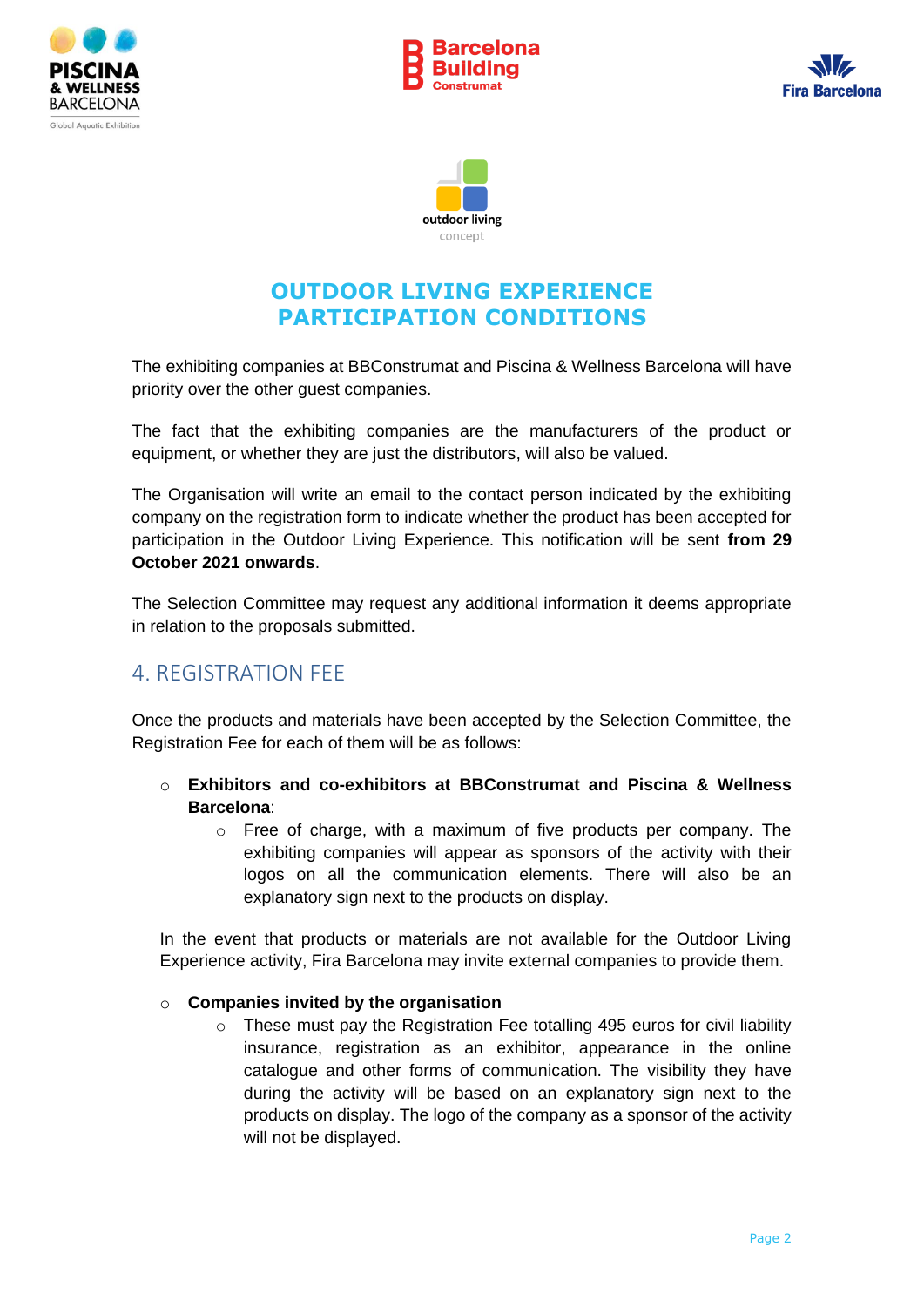# OUTDOOR LIVING EXPERIENCE PARTICIPATION CONDITIONS

The exhibiting companies at BBConstrumat and Piscina & Wellness Barcelona will have priority over the other guest companies.

The fact that the exhibiting companies are the manufacturers of the product or equipment, or whether they are just the distributors, will also be valued.

The Organisation will write an email to the contact person indicated by the exhibiting company on the registration form to indicate whether the product has been accepted for participation in the Outdoor Living Experience. This notification will be sent **from 29 October 2021 onwards**.

The Selection Committee may request any additional information it deems appropriate in relation to the proposals submitted.

## 4. REGISTRATION FEE

Once the products and materials have been accepted by the Selection Committee, the Registration Fee for each of them will be as follows:

- **Exhibitors and co-exhibitors at BBConstrumat and Piscina & Wellness Barcelona**:
  - Free of charge, with a maximum of five products per company. The exhibiting companies will appear as sponsors of the activity with their logos on all the communication elements. There will also be an explanatory sign next to the products on display.

In the event that products or materials are not available for the Outdoor Living Experience activity, Fira Barcelona may invite external companies to provide them.

- **Companies invited by the organisation**
  - These must pay the Registration Fee totalling 495 euros for civil liability insurance, registration as an exhibitor, appearance in the online catalogue and other forms of communication. The visibility they have during the activity will be based on an explanatory sign next to the products on display. The logo of the company as a sponsor of the activity will not be displayed.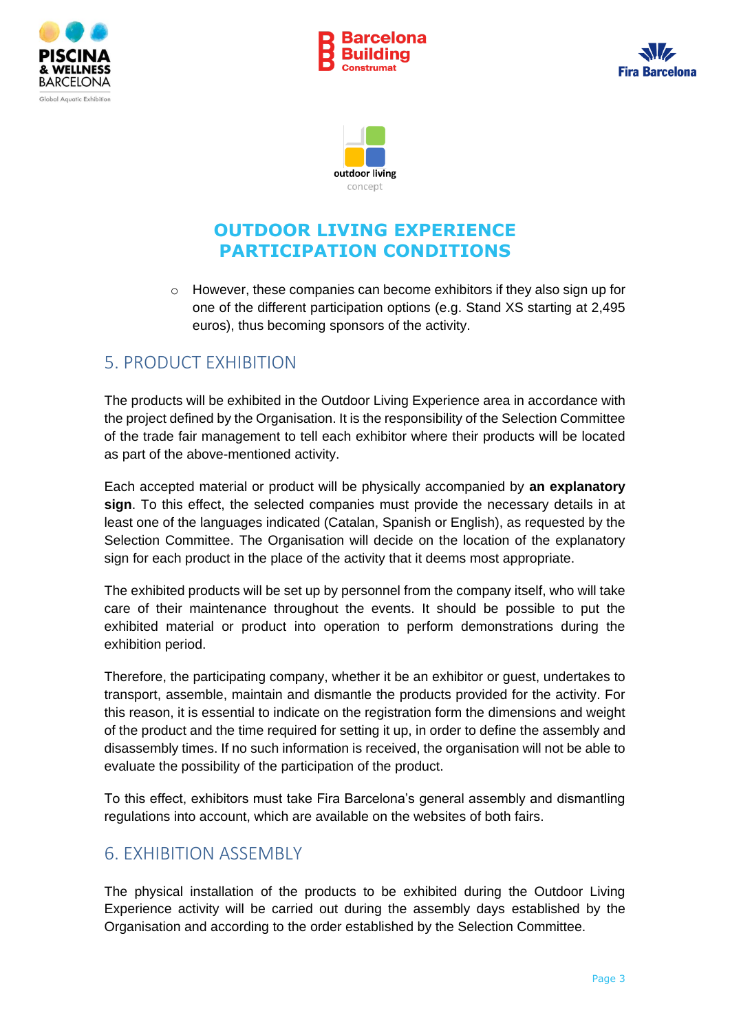- However, these companies can become exhibitors if they also sign up for one of the different participation options (e.g. Stand XS starting at 2,495 euros), thus becoming sponsors of the activity.

## 5. PRODUCT EXHIBITION

The products will be exhibited in the Outdoor Living Experience area in accordance with the project defined by the Organisation. It is the responsibility of the Selection Committee of the trade fair management to tell each exhibitor where their products will be located as part of the above-mentioned activity.

Each accepted material or product will be physically accompanied by **an explanatory sign**. To this effect, the selected companies must provide the necessary details in at least one of the languages indicated (Catalan, Spanish or English), as requested by the Selection Committee. The Organisation will decide on the location of the explanatory sign for each product in the place of the activity that it deems most appropriate.

The exhibited products will be set up by personnel from the company itself, who will take care of their maintenance throughout the events. It should be possible to put the exhibited material or product into operation to perform demonstrations during the exhibition period.

Therefore, the participating company, whether it be an exhibitor or guest, undertakes to transport, assemble, maintain and dismantle the products provided for the activity. For this reason, it is essential to indicate on the registration form the dimensions and weight of the product and the time required for setting it up, in order to define the assembly and disassembly times. If no such information is received, the organisation will not be able to evaluate the possibility of the participation of the product.

To this effect, exhibitors must take Fira Barcelona's general assembly and dismantling regulations into account, which are available on the websites of both fairs.

## 6. EXHIBITION ASSEMBLY

The physical installation of the products to be exhibited during the Outdoor Living Experience activity will be carried out during the assembly days established by the Organisation and according to the order established by the Selection Committee.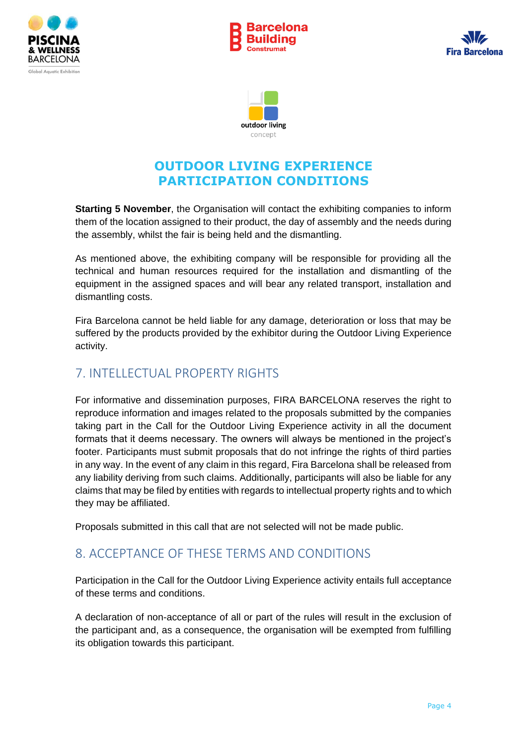# OUTDOOR LIVING EXPERIENCE PARTICIPATION CONDITIONS

**Starting 5 November**, the Organisation will contact the exhibiting companies to inform them of the location assigned to their product, the day of assembly and the needs during the assembly, whilst the fair is being held and the dismantling.

As mentioned above, the exhibiting company will be responsible for providing all the technical and human resources required for the installation and dismantling of the equipment in the assigned spaces and will bear any related transport, installation and dismantling costs.

Fira Barcelona cannot be held liable for any damage, deterioration or loss that may be suffered by the products provided by the exhibitor during the Outdoor Living Experience activity.

## 7. INTELLECTUAL PROPERTY RIGHTS

For informative and dissemination purposes, FIRA BARCELONA reserves the right to reproduce information and images related to the proposals submitted by the companies taking part in the Call for the Outdoor Living Experience activity in all the document formats that it deems necessary. The owners will always be mentioned in the project's footer. Participants must submit proposals that do not infringe the rights of third parties in any way. In the event of any claim in this regard, Fira Barcelona shall be released from any liability deriving from such claims. Additionally, participants will also be liable for any claims that may be filed by entities with regards to intellectual property rights and to which they may be affiliated.

Proposals submitted in this call that are not selected will not be made public.

## 8. ACCEPTANCE OF THESE TERMS AND CONDITIONS

Participation in the Call for the Outdoor Living Experience activity entails full acceptance of these terms and conditions.

A declaration of non-acceptance of all or part of the rules will result in the exclusion of the participant and, as a consequence, the organisation will be exempted from fulfilling its obligation towards this participant.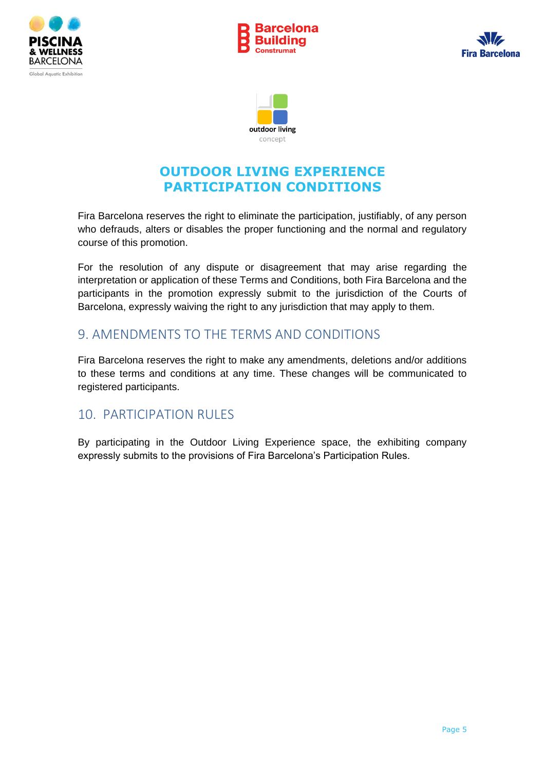# OUTDOOR LIVING EXPERIENCE PARTICIPATION CONDITIONS

Fira Barcelona reserves the right to eliminate the participation, justifiably, of any person who defrauds, alters or disables the proper functioning and the normal and regulatory course of this promotion.

For the resolution of any dispute or disagreement that may arise regarding the interpretation or application of these Terms and Conditions, both Fira Barcelona and the participants in the promotion expressly submit to the jurisdiction of the Courts of Barcelona, expressly waiving the right to any jurisdiction that may apply to them.

## 9. AMENDMENTS TO THE TERMS AND CONDITIONS

Fira Barcelona reserves the right to make any amendments, deletions and/or additions to these terms and conditions at any time. These changes will be communicated to registered participants.

## 10. PARTICIPATION RULES

By participating in the Outdoor Living Experience space, the exhibiting company expressly submits to the provisions of Fira Barcelona's Participation Rules.